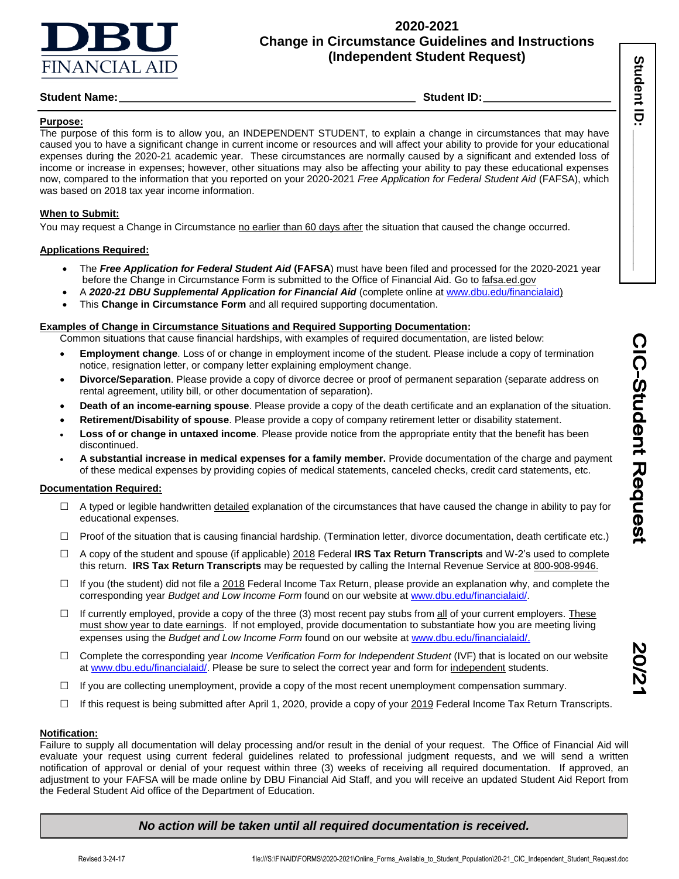DBU FINANCIAL AID

# 2020-2021 Change in Circumstance Guidelines and Instructions (Independent Student Request)

**Student Name:**\_\_\_\_\_\_\_\_\_\_\_\_\_\_\_\_\_\_\_\_\_\_\_\_\_\_\_\_\_\_\_\_\_\_\_\_\_\_\_\_\_\_\_\_ **Student ID:**\_\_\_\_\_\_\_\_\_\_\_\_\_\_\_\_\_\_\_\_

**Student ID:** \_\_\_\_\_\_\_\_\_\_\_\_\_\_\_\_

**CIC-Student Request**

**20/21**

## Purpose:

The purpose of this form is to allow you, an INDEPENDENT STUDENT, to explain a change in circumstances that may have caused you to have a significant change in current income or resources and will affect your ability to provide for your educational expenses during the 2020-21 academic year. These circumstances are normally caused by a significant and extended loss of income or increase in expenses; however, other situations may also be affecting your ability to pay these educational expenses now, compared to the information that you reported on your 2020-2021 *Free Application for Federal Student Aid* (FAFSA), which was based on 2018 tax year income information.

## When to Submit:

You may request a Change in Circumstance no earlier than 60 days after the situation that caused the change occurred.

## Applications Required:

- The ***Free Application for Federal Student Aid*** **(FAFSA**) must have been filed and processed for the 2020-2021 year before the Change in Circumstance Form is submitted to the Office of Financial Aid. Go to fafsa.ed.gov
- A ***2020-21 DBU Supplemental Application for Financial Aid*** (complete online at www.dbu.edu/financialaid)
- This **Change in Circumstance Form** and all required supporting documentation.

## Examples of Change in Circumstance Situations and Required Supporting Documentation:

Common situations that cause financial hardships, with examples of required documentation, are listed below:

- **Employment change**. Loss of or change in employment income of the student. Please include a copy of termination notice, resignation letter, or company letter explaining employment change.
- **Divorce/Separation**. Please provide a copy of divorce decree or proof of permanent separation (separate address on rental agreement, utility bill, or other documentation of separation).
- **Death of an income-earning spouse**. Please provide a copy of the death certificate and an explanation of the situation.
- **Retirement/Disability of spouse**. Please provide a copy of company retirement letter or disability statement.
- **Loss of or change in untaxed income**. Please provide notice from the appropriate entity that the benefit has been discontinued.
- **A substantial increase in medical expenses for a family member.** Provide documentation of the charge and payment of these medical expenses by providing copies of medical statements, canceled checks, credit card statements, etc.

## Documentation Required:

- ☐ A typed or legible handwritten detailed explanation of the circumstances that have caused the change in ability to pay for educational expenses.
- ☐ Proof of the situation that is causing financial hardship. (Termination letter, divorce documentation, death certificate etc.)
- ☐ A copy of the student and spouse (if applicable) 2018 Federal **IRS Tax Return Transcripts** and W-2's used to complete this return. **IRS Tax Return Transcripts** may be requested by calling the Internal Revenue Service at 800-908-9946.
- ☐ If you (the student) did not file a 2018 Federal Income Tax Return, please provide an explanation why, and complete the corresponding year *Budget and Low Income Form* found on our website at www.dbu.edu/financialaid/.
- ☐ If currently employed, provide a copy of the three (3) most recent pay stubs from all of your current employers. These must show year to date earnings. If not employed, provide documentation to substantiate how you are meeting living expenses using the *Budget and Low Income Form* found on our website at www.dbu.edu/financialaid/.
- ☐ Complete the corresponding year *Income Verification Form for Independent Student* (IVF) that is located on our website at www.dbu.edu/financialaid/. Please be sure to select the correct year and form for independent students.
- ☐ If you are collecting unemployment, provide a copy of the most recent unemployment compensation summary.
- ☐ If this request is being submitted after April 1, 2020, provide a copy of your 2019 Federal Income Tax Return Transcripts.

## Notification:

Failure to supply all documentation will delay processing and/or result in the denial of your request. The Office of Financial Aid will evaluate your request using current federal guidelines related to professional judgment requests, and we will send a written notification of approval or denial of your request within three (3) weeks of receiving all required documentation. If approved, an adjustment to your FAFSA will be made online by DBU Financial Aid Staff, and you will receive an updated Student Aid Report from the Federal Student Aid office of the Department of Education.

***No action will be taken until all required documentation is received.***

Revised 3-24-17 file:///S:\FINAID\FORMS\2020-2021\Online_Forms_Available_to_Student_Population\20-21_CIC_Independent_Student_Request.doc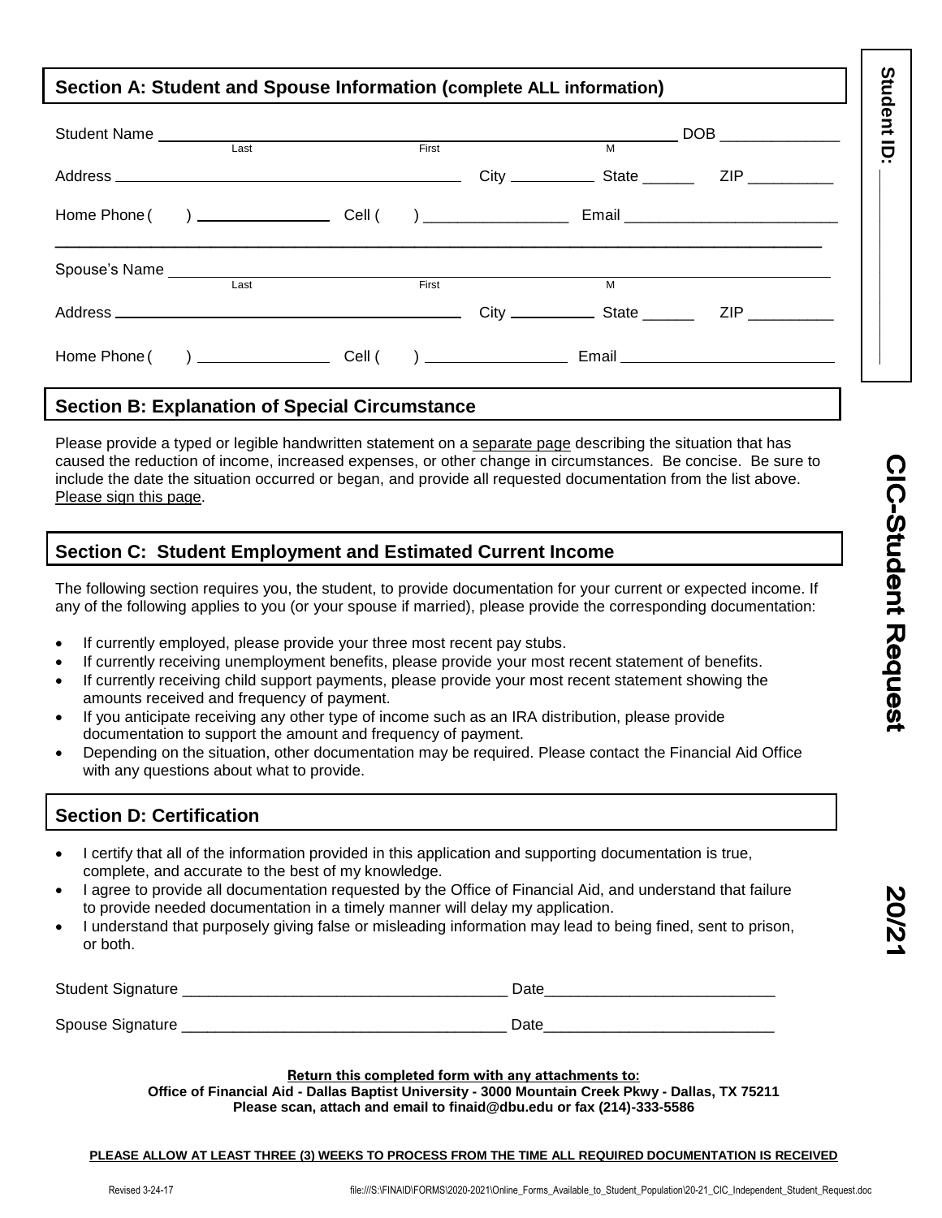## Section A: Student and Spouse Information (complete ALL information)

Student Name ______________________________________________ DOB ______________
Last First M

Address ______________________________________________ City __________ State ______ ZIP __________

Home Phone ( ) ________________ Cell ( ) ________________ Email ________________________

Spouse's Name ______________________________________________
Last First M

Address ______________________________________________ City __________ State ______ ZIP __________

Home Phone ( ) ________________ Cell ( ) ________________ Email ________________________

## Section B: Explanation of Special Circumstance

Please provide a typed or legible handwritten statement on a separate page describing the situation that has caused the reduction of income, increased expenses, or other change in circumstances. Be concise. Be sure to include the date the situation occurred or began, and provide all requested documentation from the list above. Please sign this page.

## Section C: Student Employment and Estimated Current Income

The following section requires you, the student, to provide documentation for your current or expected income. If any of the following applies to you (or your spouse if married), please provide the corresponding documentation:

- If currently employed, please provide your three most recent pay stubs.
- If currently receiving unemployment benefits, please provide your most recent statement of benefits.
- If currently receiving child support payments, please provide your most recent statement showing the amounts received and frequency of payment.
- If you anticipate receiving any other type of income such as an IRA distribution, please provide documentation to support the amount and frequency of payment.
- Depending on the situation, other documentation may be required. Please contact the Financial Aid Office with any questions about what to provide.

## Section D: Certification

- I certify that all of the information provided in this application and supporting documentation is true, complete, and accurate to the best of my knowledge.
- I agree to provide all documentation requested by the Office of Financial Aid, and understand that failure to provide needed documentation in a timely manner will delay my application.
- I understand that purposely giving false or misleading information may lead to being fined, sent to prison, or both.

Student Signature ______________________________________ Date___________________________

Spouse Signature ______________________________________ Date___________________________

**Return this completed form with any attachments to:**

**Office of Financial Aid - Dallas Baptist University - 3000 Mountain Creek Pkwy - Dallas, TX 75211**

**Please scan, attach and email to finaid@dbu.edu or fax (214)-333-5586**

**PLEASE ALLOW AT LEAST THREE (3) WEEKS TO PROCESS FROM THE TIME ALL REQUIRED DOCUMENTATION IS RECEIVED**

Student ID: ____________

**CIC-Student Request 20/21**

Revised 3-24-17 file:///S:\FINAID\FORMS\2020-2021\Online_Forms_Available_to_Student_Population\20-21_CIC_Independent_Student_Request.doc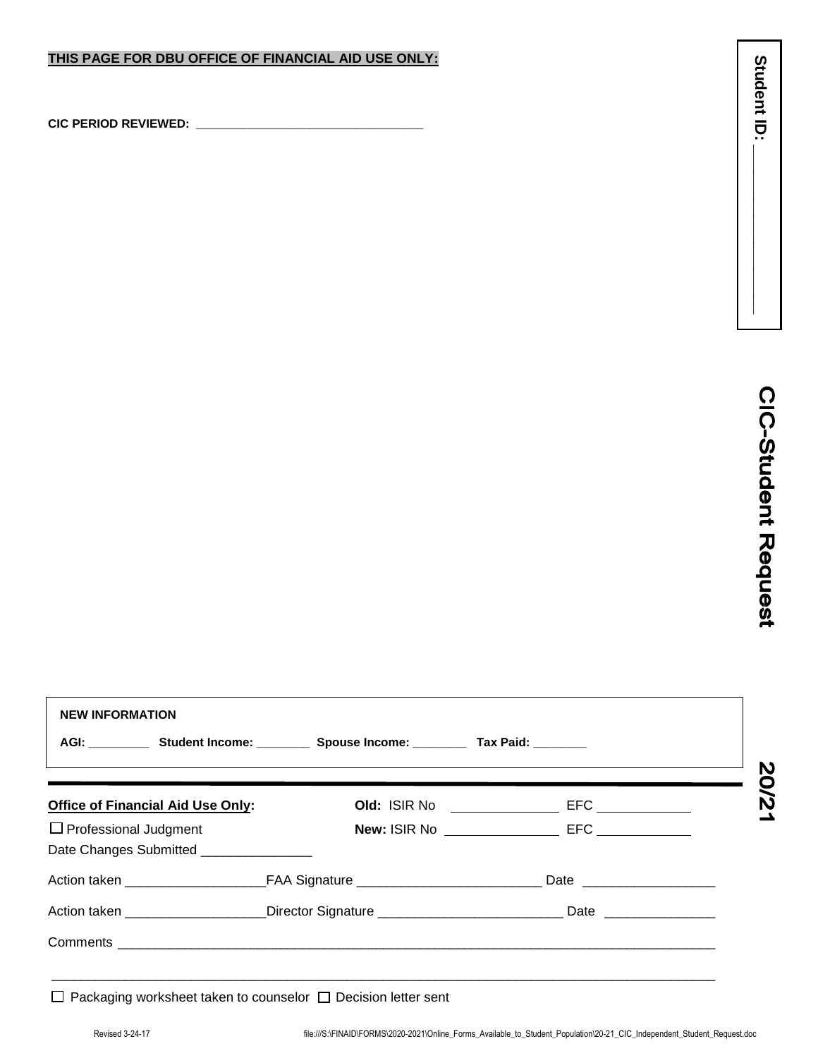**THIS PAGE FOR DBU OFFICE OF FINANCIAL AID USE ONLY:**

**CIC PERIOD REVIEWED:** _______________________________

**Student ID:** _______________

**CIC-Student Request**

**20/21**

**NEW INFORMATION**

**AGI:** _________ **Student Income:** ________ **Spouse Income:** ________ **Tax Paid:** ________

**Office of Financial Aid Use Only:**

**Old:** ISIR No _______________ EFC _____________

☐ Professional Judgment

**New:** ISIR No _______________ EFC _____________

Date Changes Submitted _______________

Action taken ___________________ FAA Signature _________________________ Date _________________

Action taken ___________________ Director Signature _________________________ Date _______________

Comments _______________________________________________________________________________

_________________________________________________________________________________________

☐ Packaging worksheet taken to counselor ☐ Decision letter sent

Revised 3-24-17

file:///S:\FINAID\FORMS\2020-2021\Online_Forms_Available_to_Student_Population\20-21_CIC_Independent_Student_Request.doc